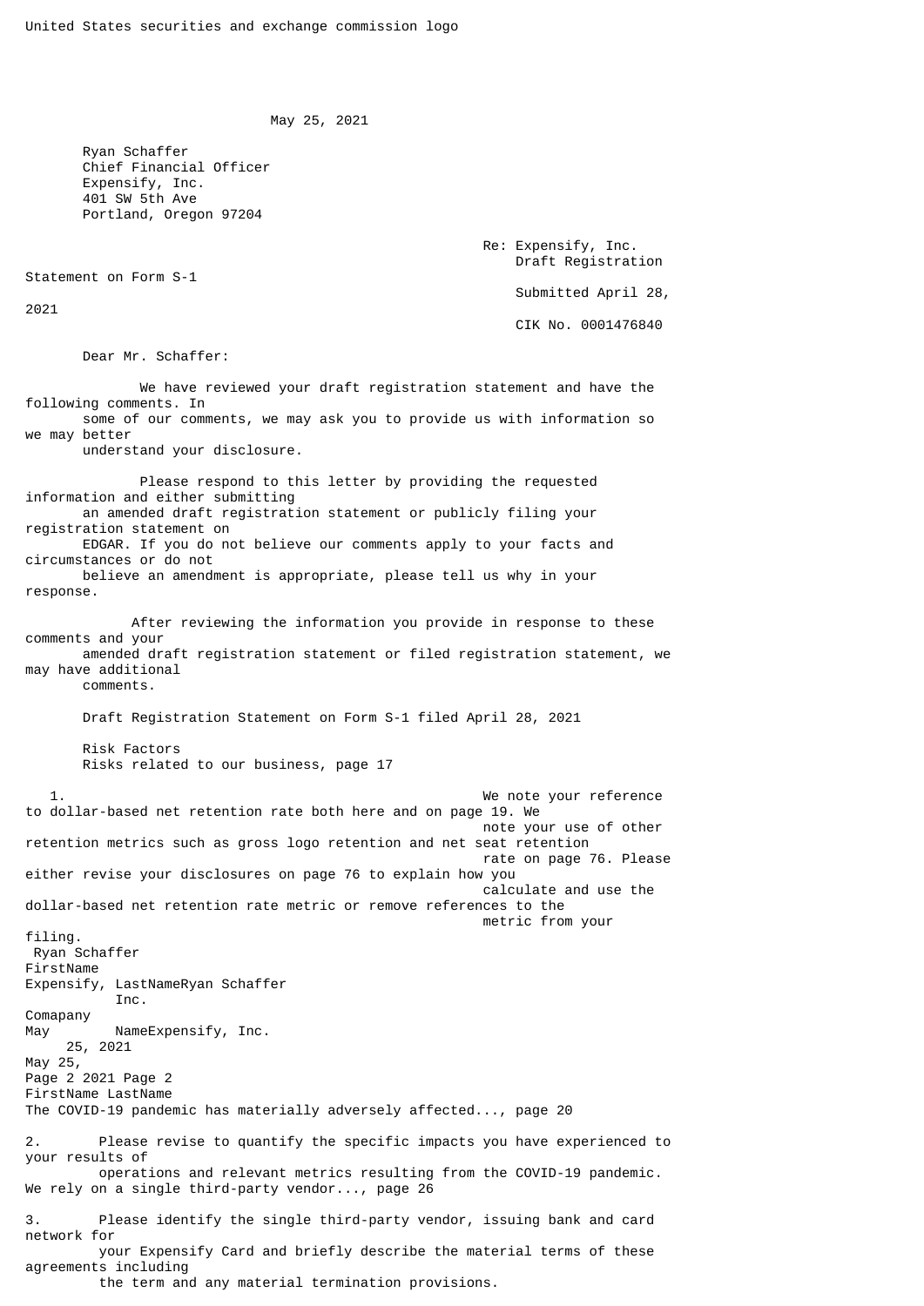United States securities and exchange commission logo

May 25, 2021

Ryan Schaffer
Chief Financial Officer
Expensify, Inc.
401 SW 5th Ave
Portland, Oregon 97204

Re: Expensify, Inc.
Draft Registration Statement on Form S-1
Submitted April 28, 2021
CIK No. 0001476840

Dear Mr. Schaffer:

We have reviewed your draft registration statement and have the following comments. In some of our comments, we may ask you to provide us with information so we may better understand your disclosure.

Please respond to this letter by providing the requested information and either submitting an amended draft registration statement or publicly filing your registration statement on EDGAR. If you do not believe our comments apply to your facts and circumstances or do not believe an amendment is appropriate, please tell us why in your response.

After reviewing the information you provide in response to these comments and your amended draft registration statement or filed registration statement, we may have additional comments.

Draft Registration Statement on Form S-1 filed April 28, 2021

Risk Factors
Risks related to our business, page 17

1. We note your reference to dollar-based net retention rate both here and on page 19. We note your use of other retention metrics such as gross logo retention and net seat retention rate on page 76. Please either revise your disclosures on page 76 to explain how you calculate and use the dollar-based net retention rate metric or remove references to the metric from your filing.

The COVID-19 pandemic has materially adversely affected..., page 20

2. Please revise to quantify the specific impacts you have experienced to your results of operations and relevant metrics resulting from the COVID-19 pandemic.

We rely on a single third-party vendor..., page 26

3. Please identify the single third-party vendor, issuing bank and card network for your Expensify Card and briefly describe the material terms of these agreements including the term and any material termination provisions.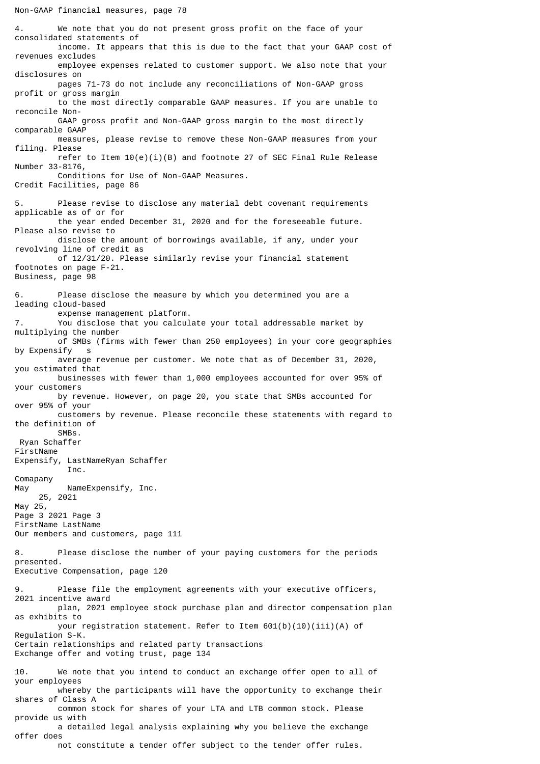Non-GAAP financial measures, page 78

4. We note that you do not present gross profit on the face of your consolidated statements of income. It appears that this is due to the fact that your GAAP cost of revenues excludes employee expenses related to customer support. We also note that your disclosures on pages 71-73 do not include any reconciliations of Non-GAAP gross profit or gross margin to the most directly comparable GAAP measures. If you are unable to reconcile Non-GAAP gross profit and Non-GAAP gross margin to the most directly comparable GAAP measures, please revise to remove these Non-GAAP measures from your filing. Please refer to Item 10(e)(i)(B) and footnote 27 of SEC Final Rule Release Number 33-8176, Conditions for Use of Non-GAAP Measures.

Credit Facilities, page 86

5. Please revise to disclose any material debt covenant requirements applicable as of or for the year ended December 31, 2020 and for the foreseeable future. Please also revise to disclose the amount of borrowings available, if any, under your revolving line of credit as of 12/31/20. Please similarly revise your financial statement footnotes on page F-21.

Business, page 98

6. Please disclose the measure by which you determined you are a leading cloud-based expense management platform.

7. You disclose that you calculate your total addressable market by multiplying the number of SMBs (firms with fewer than 250 employees) in your core geographies by Expensify s average revenue per customer. We note that as of December 31, 2020, you estimated that businesses with fewer than 1,000 employees accounted for over 95% of your customers by revenue. However, on page 20, you state that SMBs accounted for over 95% of your customers by revenue. Please reconcile these statements with regard to the definition of SMBs.

Our members and customers, page 111

8. Please disclose the number of your paying customers for the periods presented.

Executive Compensation, page 120

9. Please file the employment agreements with your executive officers, 2021 incentive award plan, 2021 employee stock purchase plan and director compensation plan as exhibits to your registration statement. Refer to Item 601(b)(10)(iii)(A) of Regulation S-K.

Certain relationships and related party transactions
Exchange offer and voting trust, page 134

10. We note that you intend to conduct an exchange offer open to all of your employees whereby the participants will have the opportunity to exchange their shares of Class A common stock for shares of your LTA and LTB common stock. Please provide us with a detailed legal analysis explaining why you believe the exchange offer does not constitute a tender offer subject to the tender offer rules.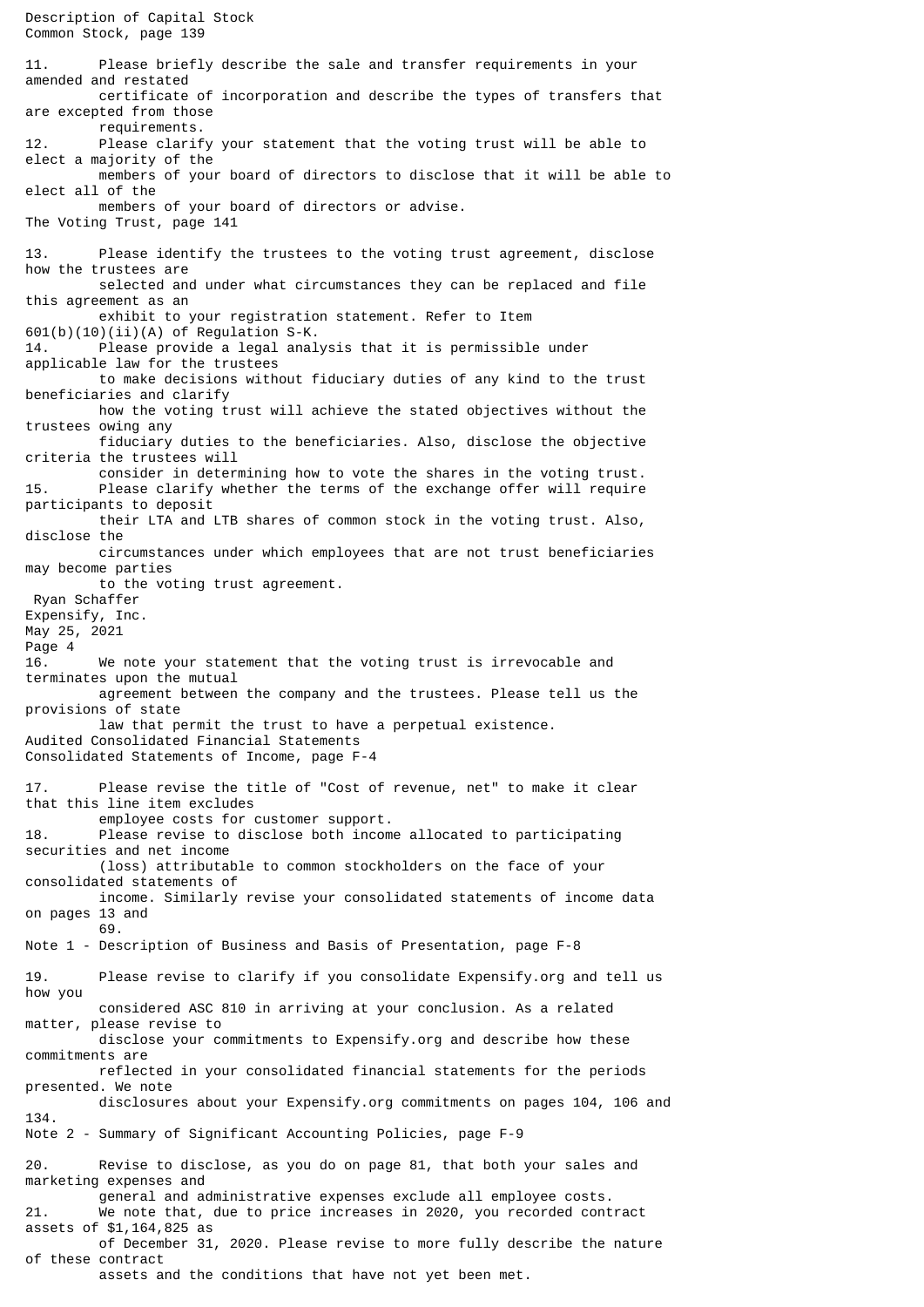Description of Capital Stock
Common Stock, page 139

11. Please briefly describe the sale and transfer requirements in your amended and restated certificate of incorporation and describe the types of transfers that are excepted from those requirements.
12. Please clarify your statement that the voting trust will be able to elect a majority of the members of your board of directors to disclose that it will be able to elect all of the members of your board of directors or advise.

The Voting Trust, page 141

13. Please identify the trustees to the voting trust agreement, disclose how the trustees are selected and under what circumstances they can be replaced and file this agreement as an exhibit to your registration statement. Refer to Item 601(b)(10)(ii)(A) of Regulation S-K.
14. Please provide a legal analysis that it is permissible under applicable law for the trustees to make decisions without fiduciary duties of any kind to the trust beneficiaries and clarify how the voting trust will achieve the stated objectives without the trustees owing any fiduciary duties to the beneficiaries. Also, disclose the objective criteria the trustees will consider in determining how to vote the shares in the voting trust.
15. Please clarify whether the terms of the exchange offer will require participants to deposit their LTA and LTB shares of common stock in the voting trust. Also, disclose the circumstances under which employees that are not trust beneficiaries may become parties to the voting trust agreement.

16. We note your statement that the voting trust is irrevocable and terminates upon the mutual agreement between the company and the trustees. Please tell us the provisions of state law that permit the trust to have a perpetual existence.

Audited Consolidated Financial Statements
Consolidated Statements of Income, page F-4

17. Please revise the title of "Cost of revenue, net" to make it clear that this line item excludes employee costs for customer support.
18. Please revise to disclose both income allocated to participating securities and net income (loss) attributable to common stockholders on the face of your consolidated statements of income. Similarly revise your consolidated statements of income data on pages 13 and 69.

Note 1 - Description of Business and Basis of Presentation, page F-8

19. Please revise to clarify if you consolidate Expensify.org and tell us how you considered ASC 810 in arriving at your conclusion. As a related matter, please revise to disclose your commitments to Expensify.org and describe how these commitments are reflected in your consolidated financial statements for the periods presented. We note disclosures about your Expensify.org commitments on pages 104, 106 and 134.

Note 2 - Summary of Significant Accounting Policies, page F-9

20. Revise to disclose, as you do on page 81, that both your sales and marketing expenses and general and administrative expenses exclude all employee costs.
21. We note that, due to price increases in 2020, you recorded contract assets of $1,164,825 as of December 31, 2020. Please revise to more fully describe the nature of these contract assets and the conditions that have not yet been met.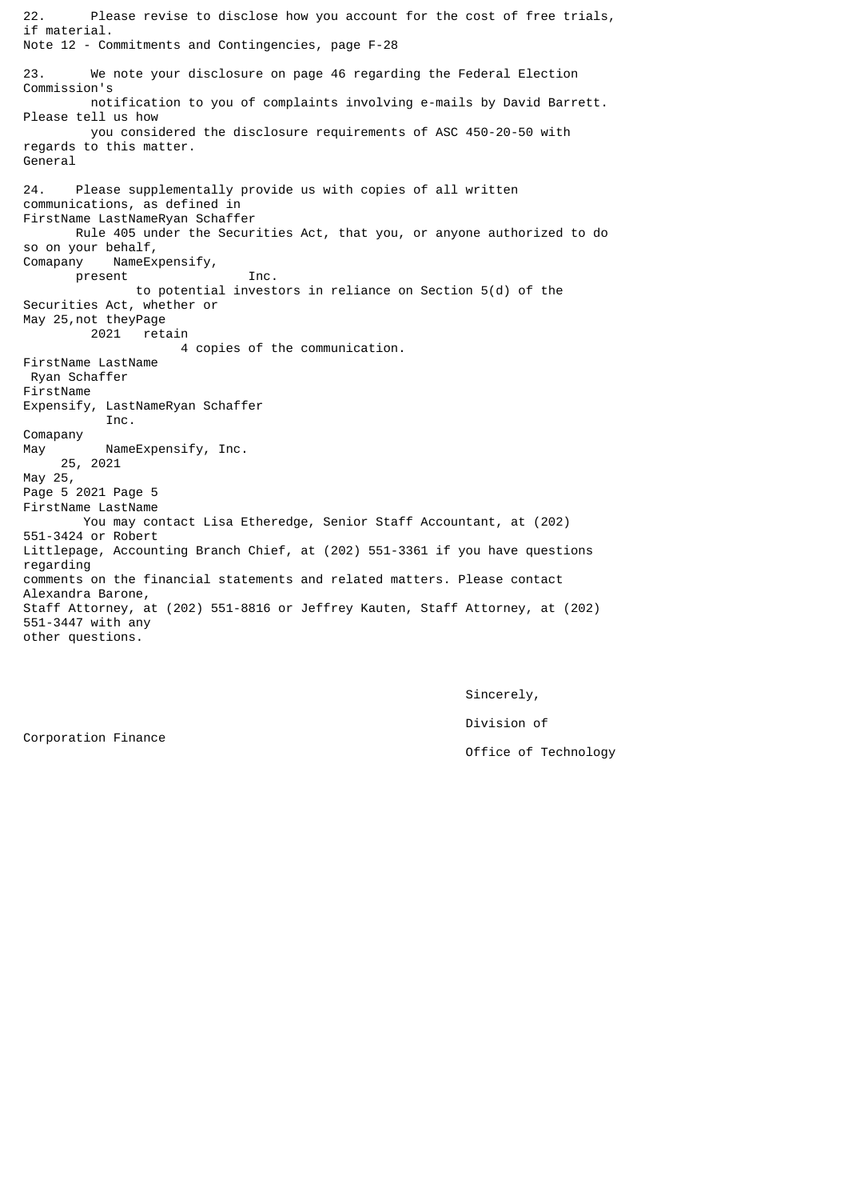22. Please revise to disclose how you account for the cost of free trials, if material.

Note 12 - Commitments and Contingencies, page F-28

23. We note your disclosure on page 46 regarding the Federal Election Commission's notification to you of complaints involving e-mails by David Barrett. Please tell us how you considered the disclosure requirements of ASC 450-20-50 with regards to this matter.

General

24. Please supplementally provide us with copies of all written communications, as defined in Rule 405 under the Securities Act, that you, or anyone authorized to do so on your behalf, present to potential investors in reliance on Section 5(d) of the Securities Act, whether or not they retain copies of the communication.

You may contact Lisa Etheredge, Senior Staff Accountant, at (202) 551-3424 or Robert Littlepage, Accounting Branch Chief, at (202) 551-3361 if you have questions regarding comments on the financial statements and related matters. Please contact Alexandra Barone, Staff Attorney, at (202) 551-8816 or Jeffrey Kauten, Staff Attorney, at (202) 551-3447 with any other questions.

Sincerely,

Division of Corporation Finance

Office of Technology